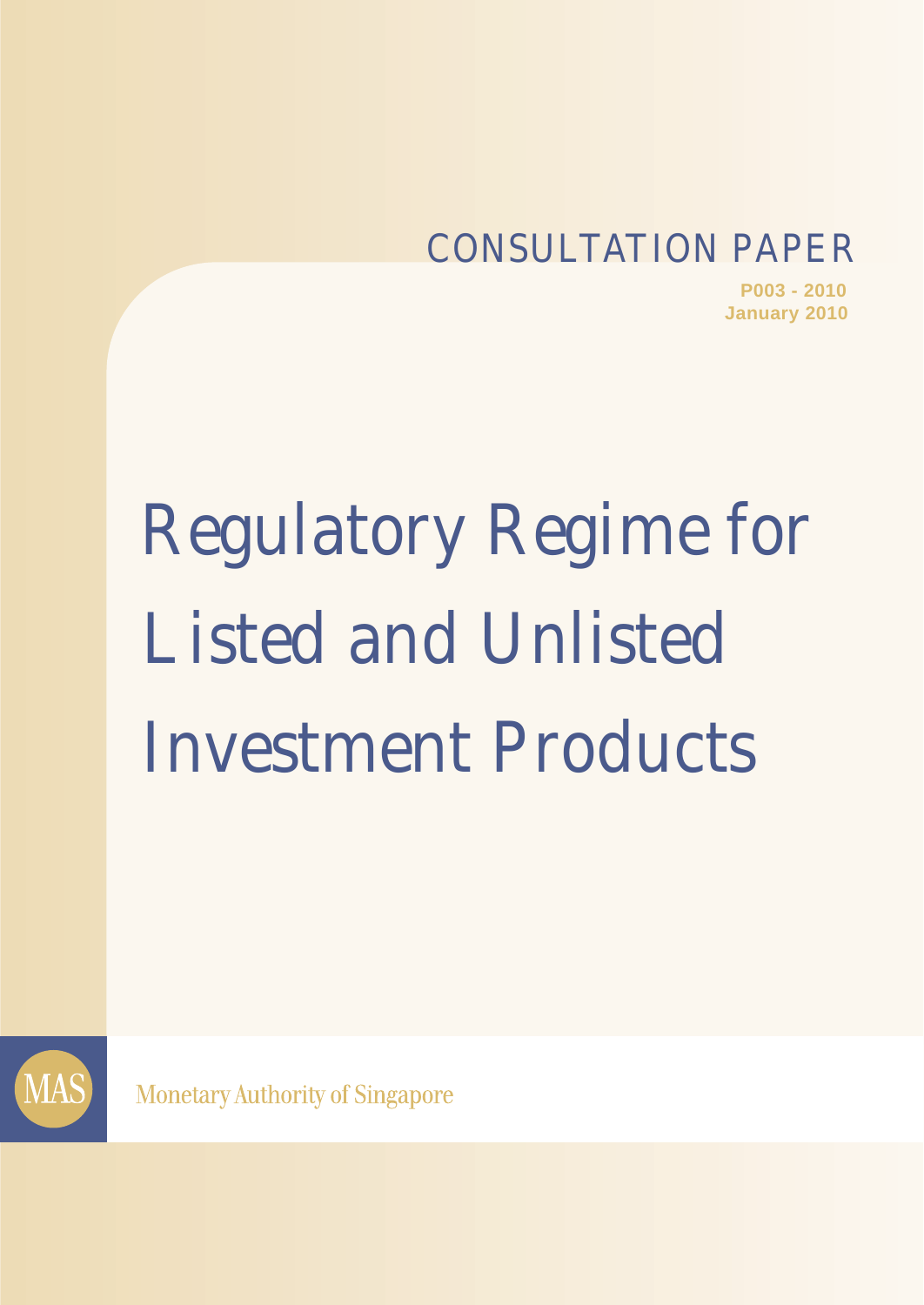CONSULTATION PAPER

**P003 - 2010**
**January 2010**

# Regulatory Regime for Listed and Unlisted Investment Products

MAS

Monetary Authority of Singapore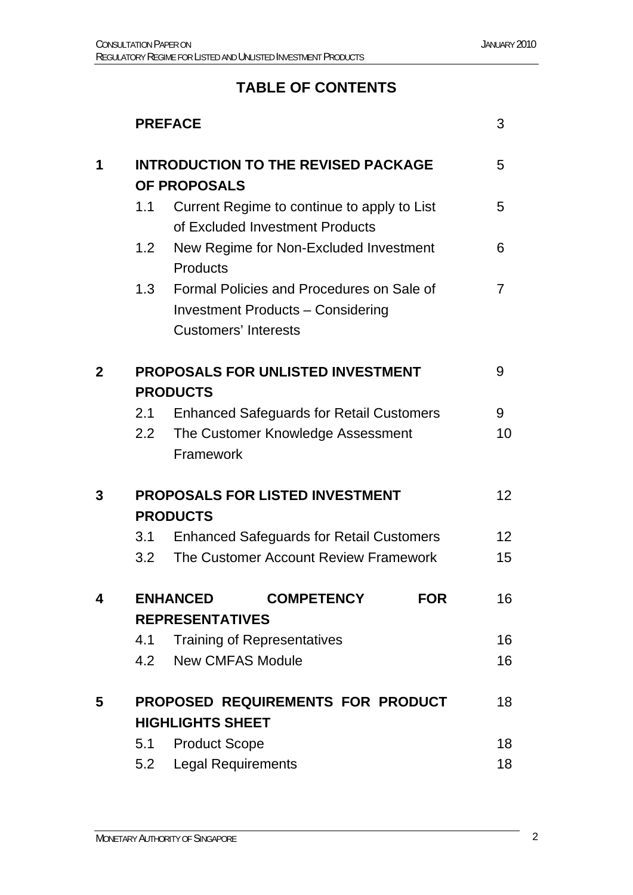# TABLE OF CONTENTS

| | | Page |
|---|---|---|
| | **PREFACE** | 3 |
| **1** | **INTRODUCTION TO THE REVISED PACKAGE OF PROPOSALS** | 5 |
| | 1.1 Current Regime to continue to apply to List of Excluded Investment Products | 5 |
| | 1.2 New Regime for Non-Excluded Investment Products | 6 |
| | 1.3 Formal Policies and Procedures on Sale of Investment Products – Considering Customers' Interests | 7 |
| **2** | **PROPOSALS FOR UNLISTED INVESTMENT PRODUCTS** | 9 |
| | 2.1 Enhanced Safeguards for Retail Customers | 9 |
| | 2.2 The Customer Knowledge Assessment Framework | 10 |
| **3** | **PROPOSALS FOR LISTED INVESTMENT PRODUCTS** | 12 |
| | 3.1 Enhanced Safeguards for Retail Customers | 12 |
| | 3.2 The Customer Account Review Framework | 15 |
| **4** | **ENHANCED COMPETENCY FOR REPRESENTATIVES** | 16 |
| | 4.1 Training of Representatives | 16 |
| | 4.2 New CMFAS Module | 16 |
| **5** | **PROPOSED REQUIREMENTS FOR PRODUCT HIGHLIGHTS SHEET** | 18 |
| | 5.1 Product Scope | 18 |
| | 5.2 Legal Requirements | 18 |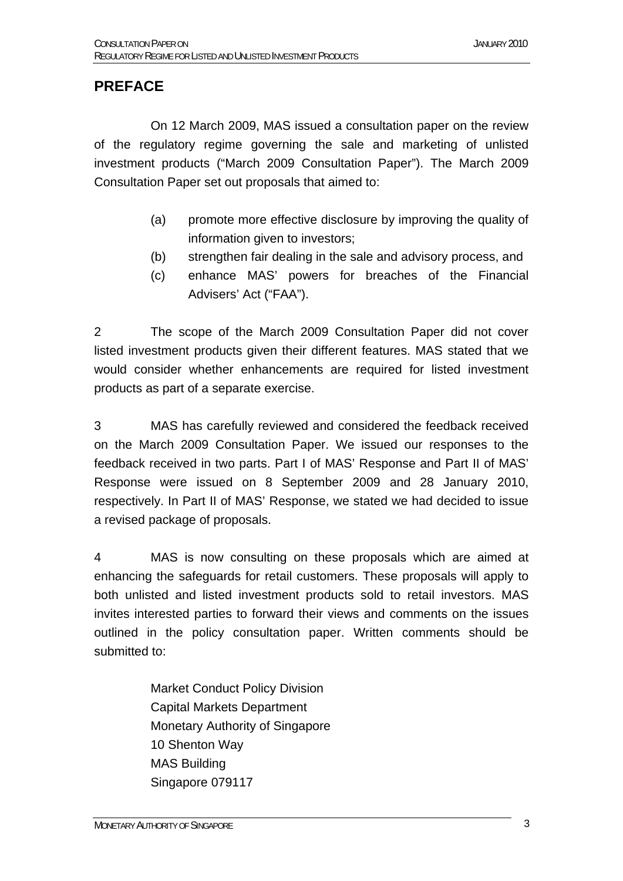## PREFACE

On 12 March 2009, MAS issued a consultation paper on the review of the regulatory regime governing the sale and marketing of unlisted investment products ("March 2009 Consultation Paper"). The March 2009 Consultation Paper set out proposals that aimed to:

(a) promote more effective disclosure by improving the quality of information given to investors;

(b) strengthen fair dealing in the sale and advisory process, and

(c) enhance MAS' powers for breaches of the Financial Advisers' Act ("FAA").

2 The scope of the March 2009 Consultation Paper did not cover listed investment products given their different features. MAS stated that we would consider whether enhancements are required for listed investment products as part of a separate exercise.

3 MAS has carefully reviewed and considered the feedback received on the March 2009 Consultation Paper. We issued our responses to the feedback received in two parts. Part I of MAS' Response and Part II of MAS' Response were issued on 8 September 2009 and 28 January 2010, respectively. In Part II of MAS' Response, we stated we had decided to issue a revised package of proposals.

4 MAS is now consulting on these proposals which are aimed at enhancing the safeguards for retail customers. These proposals will apply to both unlisted and listed investment products sold to retail investors. MAS invites interested parties to forward their views and comments on the issues outlined in the policy consultation paper. Written comments should be submitted to:

Market Conduct Policy Division
Capital Markets Department
Monetary Authority of Singapore
10 Shenton Way
MAS Building
Singapore 079117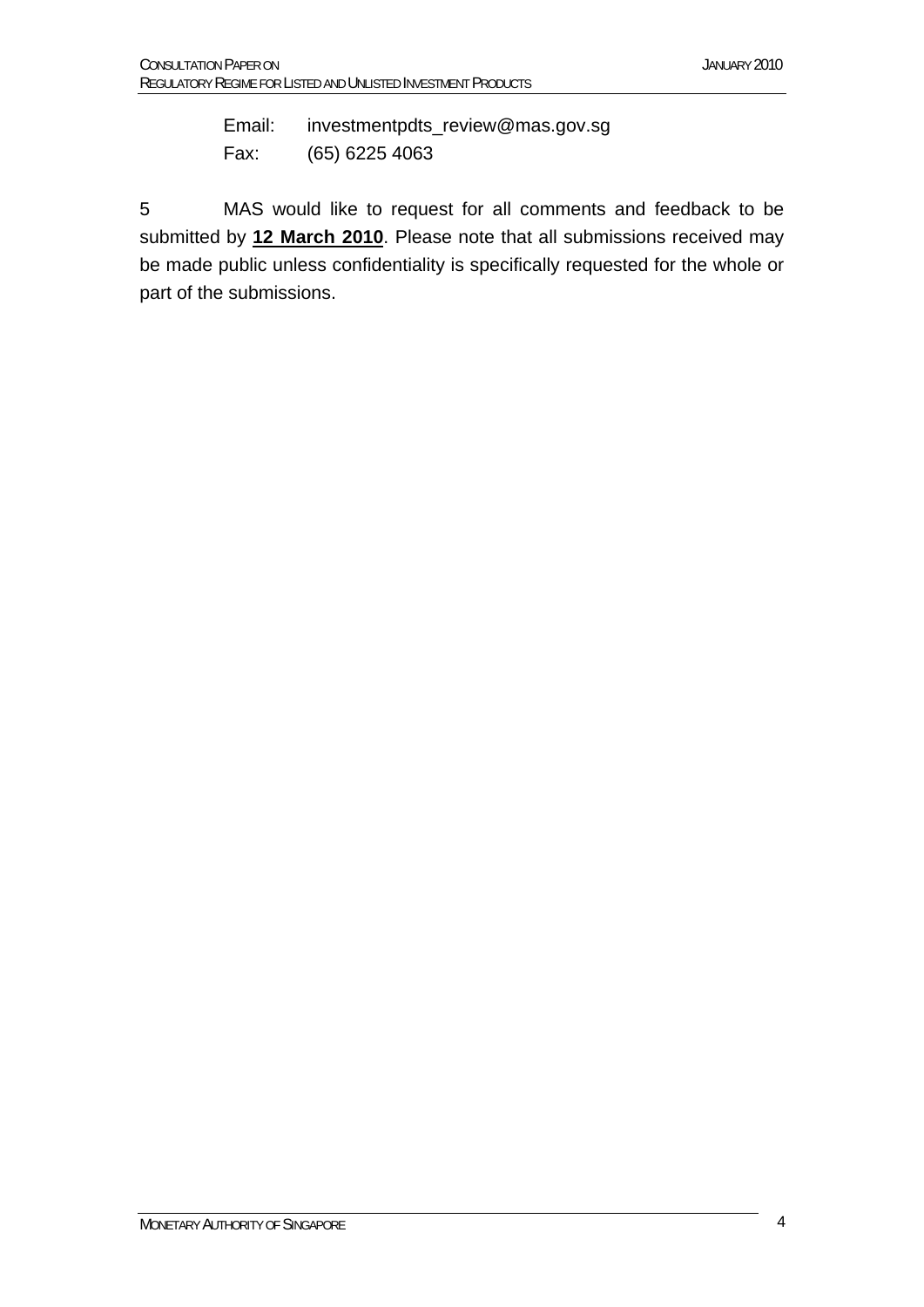Email: investmentpdts_review@mas.gov.sg
Fax: (65) 6225 4063

5 MAS would like to request for all comments and feedback to be submitted by **12 March 2010**. Please note that all submissions received may be made public unless confidentiality is specifically requested for the whole or part of the submissions.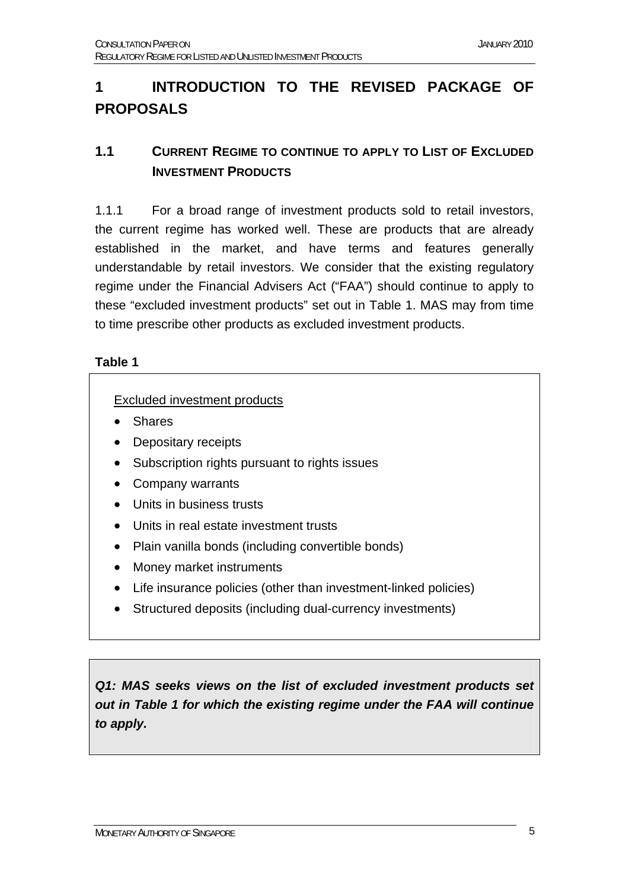# 1 INTRODUCTION TO THE REVISED PACKAGE OF PROPOSALS

## 1.1 CURRENT REGIME TO CONTINUE TO APPLY TO LIST OF EXCLUDED INVESTMENT PRODUCTS

1.1.1 For a broad range of investment products sold to retail investors, the current regime has worked well. These are products that are already established in the market, and have terms and features generally understandable by retail investors. We consider that the existing regulatory regime under the Financial Advisers Act ("FAA") should continue to apply to these "excluded investment products" set out in Table 1. MAS may from time to time prescribe other products as excluded investment products.

**Table 1**

Excluded investment products

- Shares
- Depositary receipts
- Subscription rights pursuant to rights issues
- Company warrants
- Units in business trusts
- Units in real estate investment trusts
- Plain vanilla bonds (including convertible bonds)
- Money market instruments
- Life insurance policies (other than investment-linked policies)
- Structured deposits (including dual-currency investments)

***Q1: MAS seeks views on the list of excluded investment products set out in Table 1 for which the existing regime under the FAA will continue to apply.***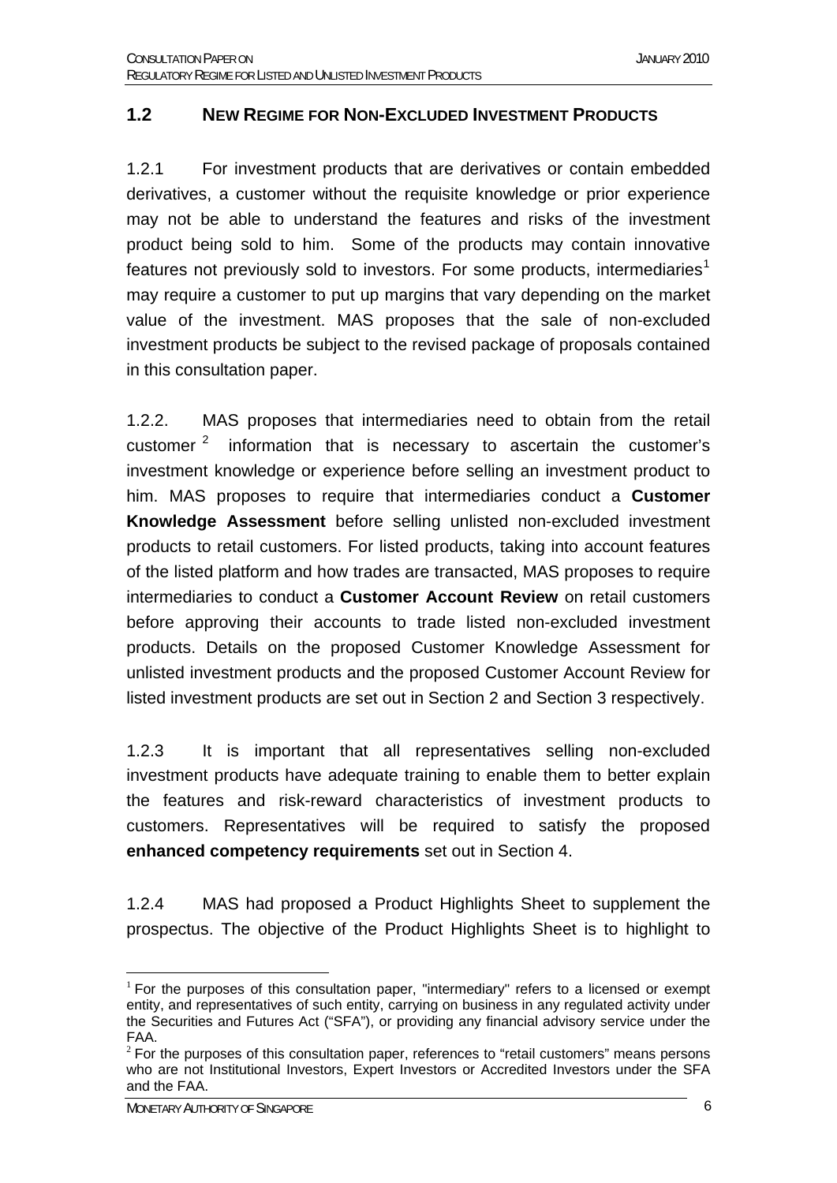## 1.2 NEW REGIME FOR NON-EXCLUDED INVESTMENT PRODUCTS

1.2.1 For investment products that are derivatives or contain embedded derivatives, a customer without the requisite knowledge or prior experience may not be able to understand the features and risks of the investment product being sold to him. Some of the products may contain innovative features not previously sold to investors. For some products, intermediaries[1] may require a customer to put up margins that vary depending on the market value of the investment. MAS proposes that the sale of non-excluded investment products be subject to the revised package of proposals contained in this consultation paper.

1.2.2. MAS proposes that intermediaries need to obtain from the retail customer [2] information that is necessary to ascertain the customer's investment knowledge or experience before selling an investment product to him. MAS proposes to require that intermediaries conduct a **Customer Knowledge Assessment** before selling unlisted non-excluded investment products to retail customers. For listed products, taking into account features of the listed platform and how trades are transacted, MAS proposes to require intermediaries to conduct a **Customer Account Review** on retail customers before approving their accounts to trade listed non-excluded investment products. Details on the proposed Customer Knowledge Assessment for unlisted investment products and the proposed Customer Account Review for listed investment products are set out in Section 2 and Section 3 respectively.

1.2.3 It is important that all representatives selling non-excluded investment products have adequate training to enable them to better explain the features and risk-reward characteristics of investment products to customers. Representatives will be required to satisfy the proposed **enhanced competency requirements** set out in Section 4.

1.2.4 MAS had proposed a Product Highlights Sheet to supplement the prospectus. The objective of the Product Highlights Sheet is to highlight to

---

[1] For the purposes of this consultation paper, "intermediary" refers to a licensed or exempt entity, and representatives of such entity, carrying on business in any regulated activity under the Securities and Futures Act ("SFA"), or providing any financial advisory service under the FAA.

[2] For the purposes of this consultation paper, references to "retail customers" means persons who are not Institutional Investors, Expert Investors or Accredited Investors under the SFA and the FAA.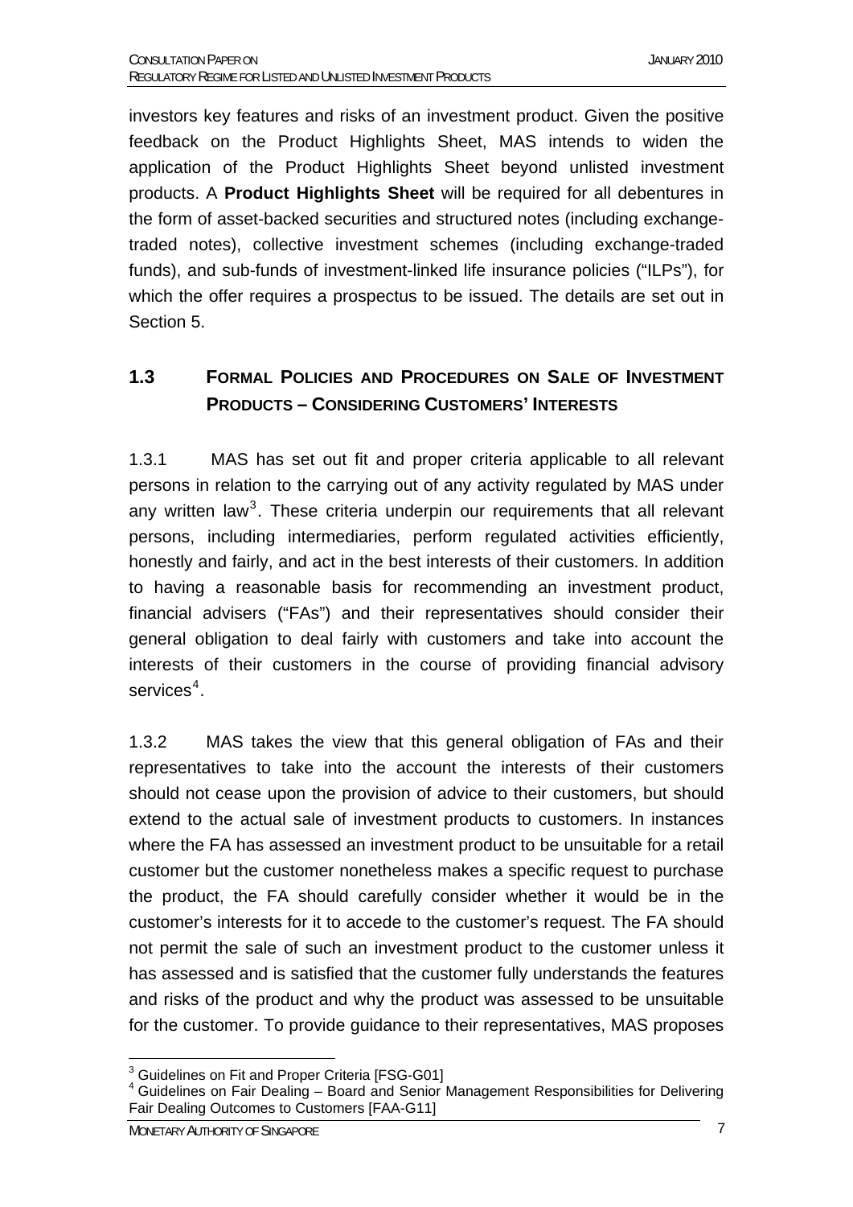investors key features and risks of an investment product. Given the positive feedback on the Product Highlights Sheet, MAS intends to widen the application of the Product Highlights Sheet beyond unlisted investment products. A **Product Highlights Sheet** will be required for all debentures in the form of asset-backed securities and structured notes (including exchange-traded notes), collective investment schemes (including exchange-traded funds), and sub-funds of investment-linked life insurance policies ("ILPs"), for which the offer requires a prospectus to be issued. The details are set out in Section 5.

## 1.3 FORMAL POLICIES AND PROCEDURES ON SALE OF INVESTMENT PRODUCTS – CONSIDERING CUSTOMERS' INTERESTS

1.3.1 MAS has set out fit and proper criteria applicable to all relevant persons in relation to the carrying out of any activity regulated by MAS under any written law[3]. These criteria underpin our requirements that all relevant persons, including intermediaries, perform regulated activities efficiently, honestly and fairly, and act in the best interests of their customers. In addition to having a reasonable basis for recommending an investment product, financial advisers ("FAs") and their representatives should consider their general obligation to deal fairly with customers and take into account the interests of their customers in the course of providing financial advisory services[4].

1.3.2 MAS takes the view that this general obligation of FAs and their representatives to take into the account the interests of their customers should not cease upon the provision of advice to their customers, but should extend to the actual sale of investment products to customers. In instances where the FA has assessed an investment product to be unsuitable for a retail customer but the customer nonetheless makes a specific request to purchase the product, the FA should carefully consider whether it would be in the customer's interests for it to accede to the customer's request. The FA should not permit the sale of such an investment product to the customer unless it has assessed and is satisfied that the customer fully understands the features and risks of the product and why the product was assessed to be unsuitable for the customer. To provide guidance to their representatives, MAS proposes

[3] Guidelines on Fit and Proper Criteria [FSG-G01]

[4] Guidelines on Fair Dealing – Board and Senior Management Responsibilities for Delivering Fair Dealing Outcomes to Customers [FAA-G11]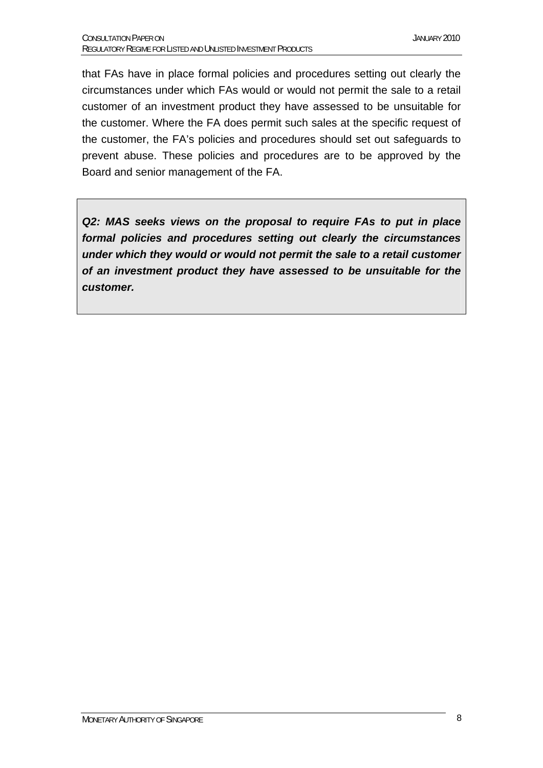that FAs have in place formal policies and procedures setting out clearly the circumstances under which FAs would or would not permit the sale to a retail customer of an investment product they have assessed to be unsuitable for the customer. Where the FA does permit such sales at the specific request of the customer, the FA's policies and procedures should set out safeguards to prevent abuse. These policies and procedures are to be approved by the Board and senior management of the FA.

***Q2: MAS seeks views on the proposal to require FAs to put in place formal policies and procedures setting out clearly the circumstances under which they would or would not permit the sale to a retail customer of an investment product they have assessed to be unsuitable for the customer.***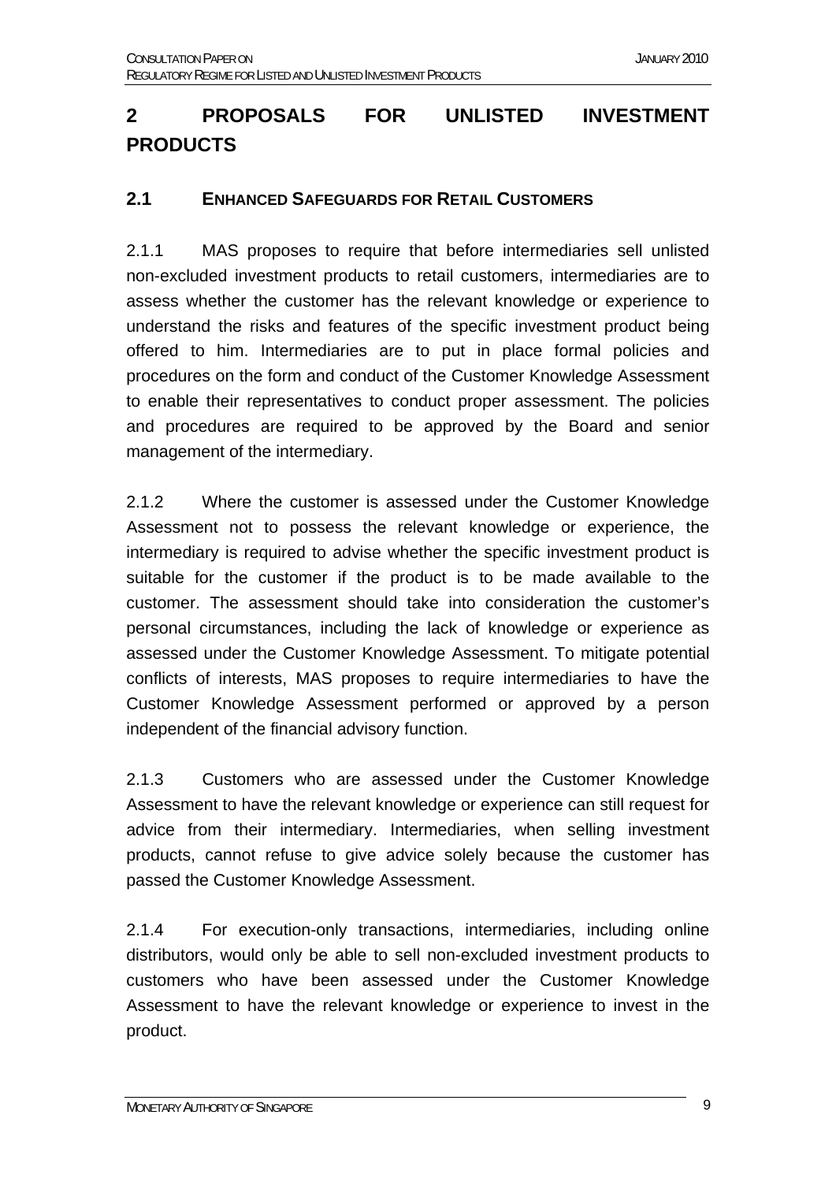# 2 PROPOSALS FOR UNLISTED INVESTMENT PRODUCTS

## 2.1 ENHANCED SAFEGUARDS FOR RETAIL CUSTOMERS

2.1.1 MAS proposes to require that before intermediaries sell unlisted non-excluded investment products to retail customers, intermediaries are to assess whether the customer has the relevant knowledge or experience to understand the risks and features of the specific investment product being offered to him. Intermediaries are to put in place formal policies and procedures on the form and conduct of the Customer Knowledge Assessment to enable their representatives to conduct proper assessment. The policies and procedures are required to be approved by the Board and senior management of the intermediary.

2.1.2 Where the customer is assessed under the Customer Knowledge Assessment not to possess the relevant knowledge or experience, the intermediary is required to advise whether the specific investment product is suitable for the customer if the product is to be made available to the customer. The assessment should take into consideration the customer's personal circumstances, including the lack of knowledge or experience as assessed under the Customer Knowledge Assessment. To mitigate potential conflicts of interests, MAS proposes to require intermediaries to have the Customer Knowledge Assessment performed or approved by a person independent of the financial advisory function.

2.1.3 Customers who are assessed under the Customer Knowledge Assessment to have the relevant knowledge or experience can still request for advice from their intermediary. Intermediaries, when selling investment products, cannot refuse to give advice solely because the customer has passed the Customer Knowledge Assessment.

2.1.4 For execution-only transactions, intermediaries, including online distributors, would only be able to sell non-excluded investment products to customers who have been assessed under the Customer Knowledge Assessment to have the relevant knowledge or experience to invest in the product.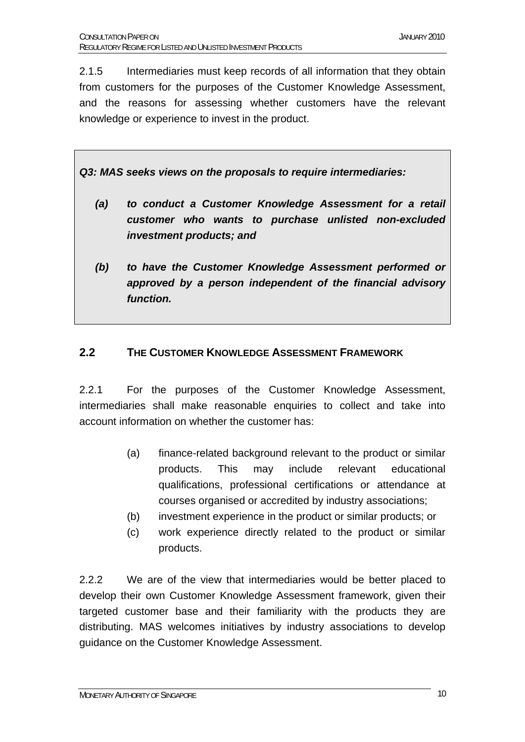2.1.5 Intermediaries must keep records of all information that they obtain from customers for the purposes of the Customer Knowledge Assessment, and the reasons for assessing whether customers have the relevant knowledge or experience to invest in the product.

***Q3: MAS seeks views on the proposals to require intermediaries:***

***(a) to conduct a Customer Knowledge Assessment for a retail customer who wants to purchase unlisted non-excluded investment products; and***

***(b) to have the Customer Knowledge Assessment performed or approved by a person independent of the financial advisory function.***

## 2.2 THE CUSTOMER KNOWLEDGE ASSESSMENT FRAMEWORK

2.2.1 For the purposes of the Customer Knowledge Assessment, intermediaries shall make reasonable enquiries to collect and take into account information on whether the customer has:

(a) finance-related background relevant to the product or similar products. This may include relevant educational qualifications, professional certifications or attendance at courses organised or accredited by industry associations;

(b) investment experience in the product or similar products; or

(c) work experience directly related to the product or similar products.

2.2.2 We are of the view that intermediaries would be better placed to develop their own Customer Knowledge Assessment framework, given their targeted customer base and their familiarity with the products they are distributing. MAS welcomes initiatives by industry associations to develop guidance on the Customer Knowledge Assessment.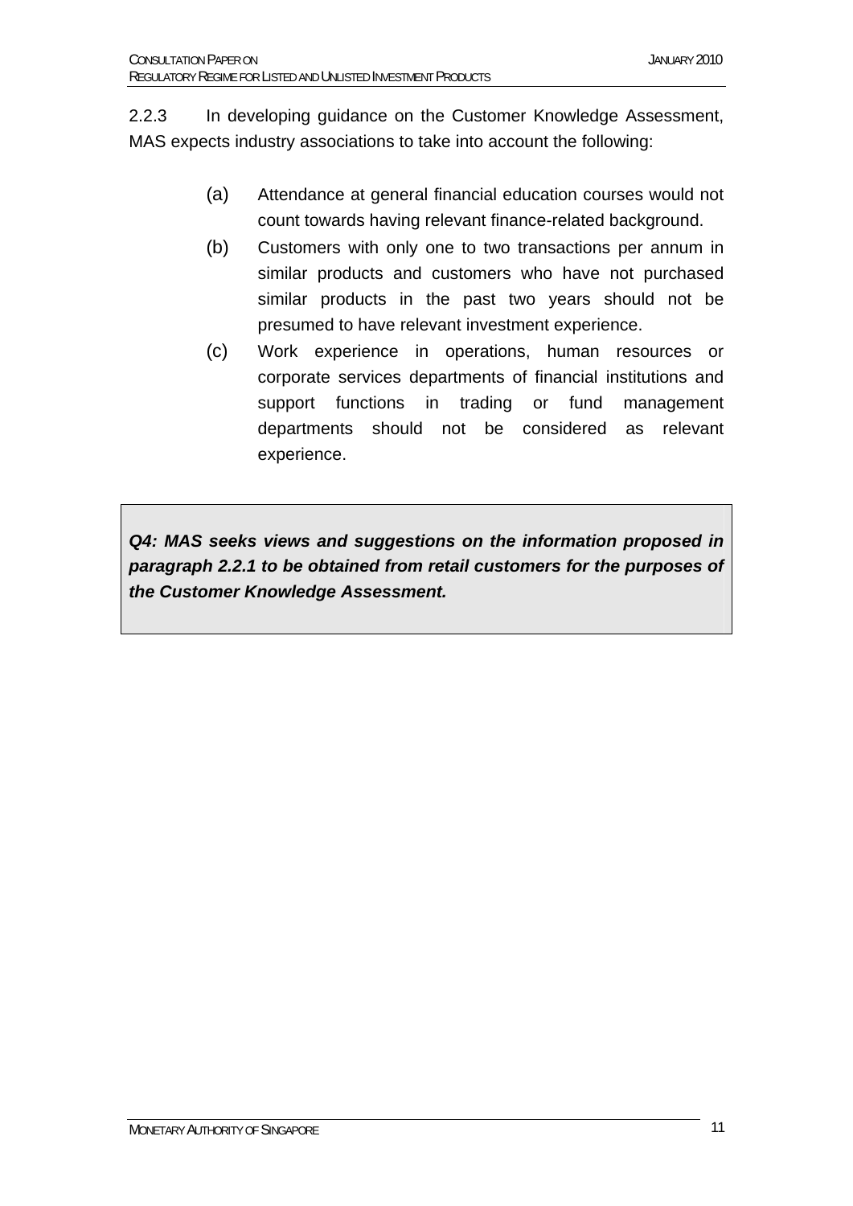2.2.3 In developing guidance on the Customer Knowledge Assessment, MAS expects industry associations to take into account the following:

(a) Attendance at general financial education courses would not count towards having relevant finance-related background.

(b) Customers with only one to two transactions per annum in similar products and customers who have not purchased similar products in the past two years should not be presumed to have relevant investment experience.

(c) Work experience in operations, human resources or corporate services departments of financial institutions and support functions in trading or fund management departments should not be considered as relevant experience.

***Q4: MAS seeks views and suggestions on the information proposed in paragraph 2.2.1 to be obtained from retail customers for the purposes of the Customer Knowledge Assessment.***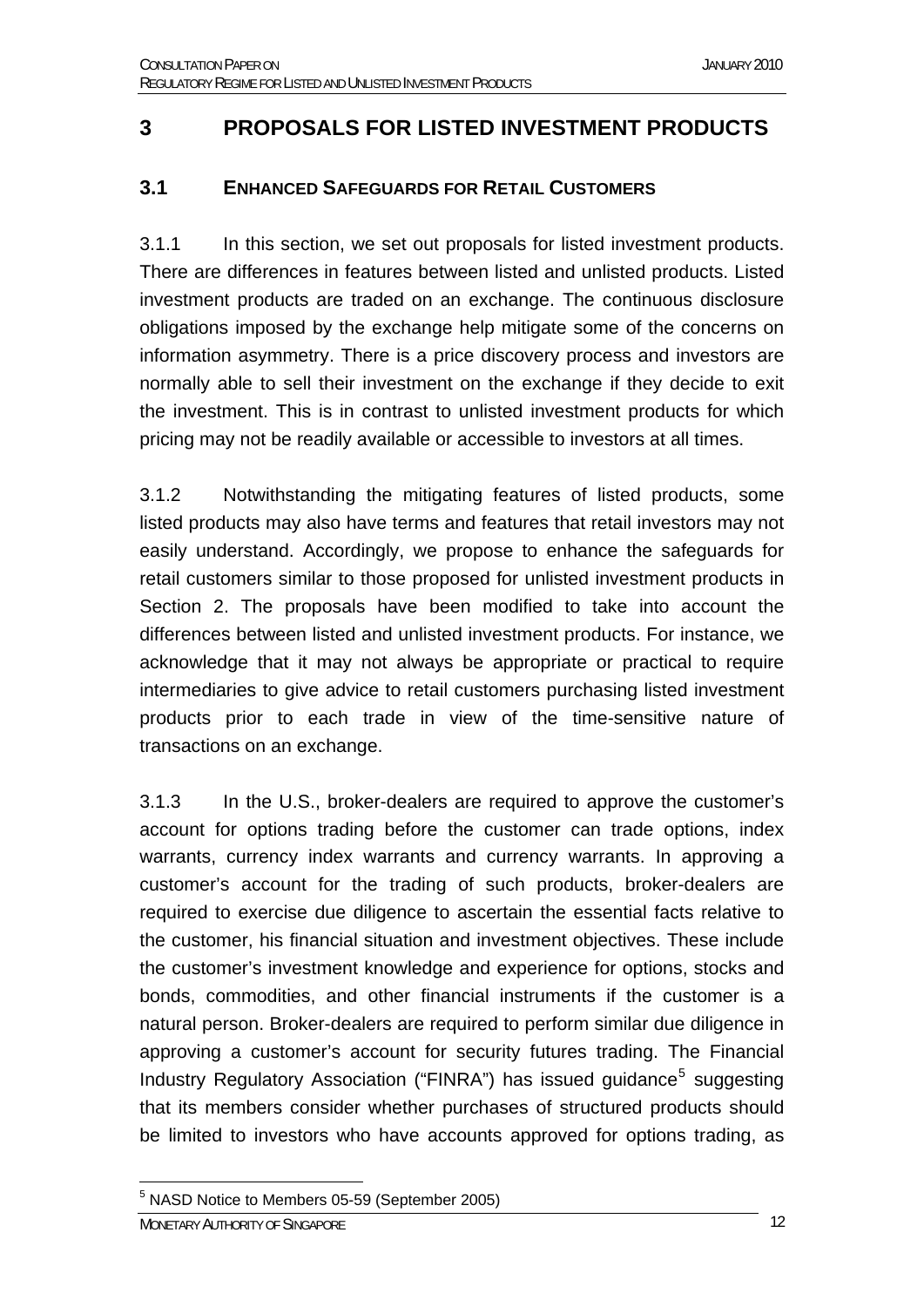## 3 PROPOSALS FOR LISTED INVESTMENT PRODUCTS

### 3.1 ENHANCED SAFEGUARDS FOR RETAIL CUSTOMERS

3.1.1 In this section, we set out proposals for listed investment products. There are differences in features between listed and unlisted products. Listed investment products are traded on an exchange. The continuous disclosure obligations imposed by the exchange help mitigate some of the concerns on information asymmetry. There is a price discovery process and investors are normally able to sell their investment on the exchange if they decide to exit the investment. This is in contrast to unlisted investment products for which pricing may not be readily available or accessible to investors at all times.

3.1.2 Notwithstanding the mitigating features of listed products, some listed products may also have terms and features that retail investors may not easily understand. Accordingly, we propose to enhance the safeguards for retail customers similar to those proposed for unlisted investment products in Section 2. The proposals have been modified to take into account the differences between listed and unlisted investment products. For instance, we acknowledge that it may not always be appropriate or practical to require intermediaries to give advice to retail customers purchasing listed investment products prior to each trade in view of the time-sensitive nature of transactions on an exchange.

3.1.3 In the U.S., broker-dealers are required to approve the customer's account for options trading before the customer can trade options, index warrants, currency index warrants and currency warrants. In approving a customer's account for the trading of such products, broker-dealers are required to exercise due diligence to ascertain the essential facts relative to the customer, his financial situation and investment objectives. These include the customer's investment knowledge and experience for options, stocks and bonds, commodities, and other financial instruments if the customer is a natural person. Broker-dealers are required to perform similar due diligence in approving a customer's account for security futures trading. The Financial Industry Regulatory Association ("FINRA") has issued guidance[5] suggesting that its members consider whether purchases of structured products should be limited to investors who have accounts approved for options trading, as

[5] NASD Notice to Members 05-59 (September 2005)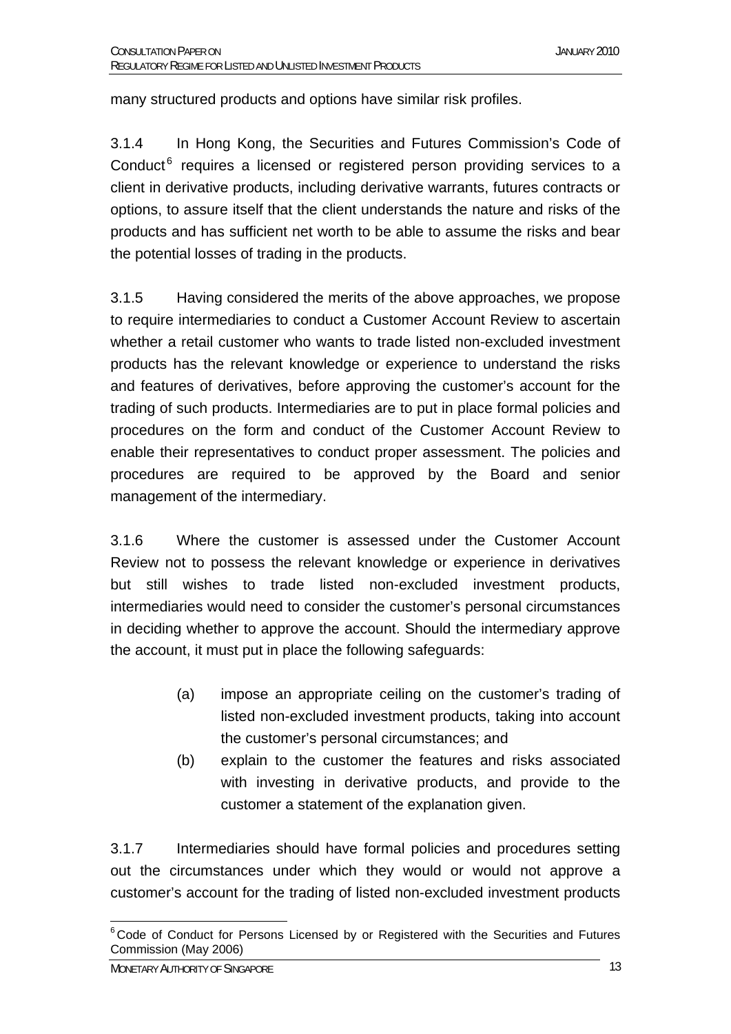many structured products and options have similar risk profiles.

3.1.4 In Hong Kong, the Securities and Futures Commission's Code of Conduct[6] requires a licensed or registered person providing services to a client in derivative products, including derivative warrants, futures contracts or options, to assure itself that the client understands the nature and risks of the products and has sufficient net worth to be able to assume the risks and bear the potential losses of trading in the products.

3.1.5 Having considered the merits of the above approaches, we propose to require intermediaries to conduct a Customer Account Review to ascertain whether a retail customer who wants to trade listed non-excluded investment products has the relevant knowledge or experience to understand the risks and features of derivatives, before approving the customer's account for the trading of such products. Intermediaries are to put in place formal policies and procedures on the form and conduct of the Customer Account Review to enable their representatives to conduct proper assessment. The policies and procedures are required to be approved by the Board and senior management of the intermediary.

3.1.6 Where the customer is assessed under the Customer Account Review not to possess the relevant knowledge or experience in derivatives but still wishes to trade listed non-excluded investment products, intermediaries would need to consider the customer's personal circumstances in deciding whether to approve the account. Should the intermediary approve the account, it must put in place the following safeguards:

(a) impose an appropriate ceiling on the customer's trading of listed non-excluded investment products, taking into account the customer's personal circumstances; and

(b) explain to the customer the features and risks associated with investing in derivative products, and provide to the customer a statement of the explanation given.

3.1.7 Intermediaries should have formal policies and procedures setting out the circumstances under which they would or would not approve a customer's account for the trading of listed non-excluded investment products

[6] Code of Conduct for Persons Licensed by or Registered with the Securities and Futures Commission (May 2006)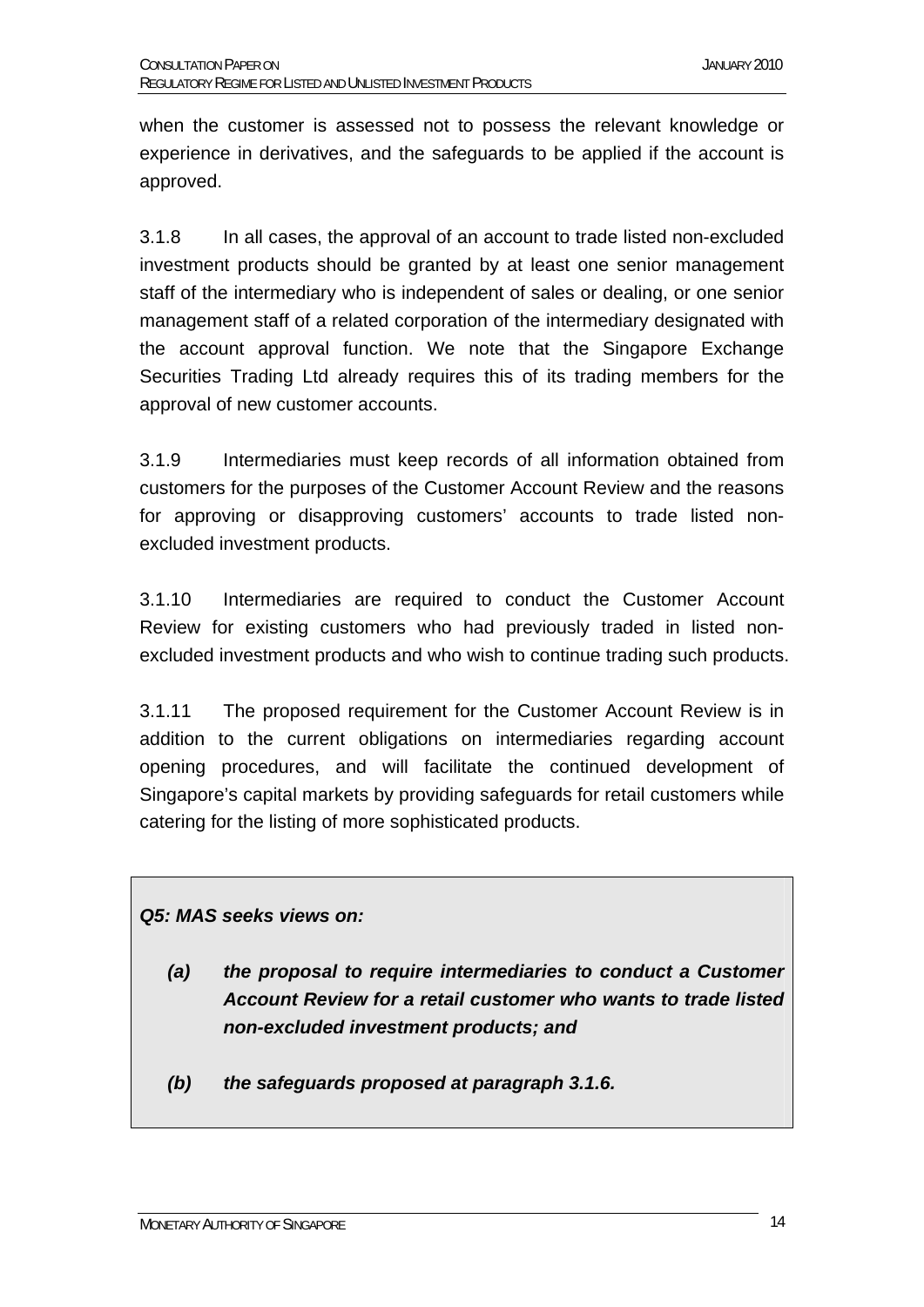when the customer is assessed not to possess the relevant knowledge or experience in derivatives, and the safeguards to be applied if the account is approved.

3.1.8 In all cases, the approval of an account to trade listed non-excluded investment products should be granted by at least one senior management staff of the intermediary who is independent of sales or dealing, or one senior management staff of a related corporation of the intermediary designated with the account approval function. We note that the Singapore Exchange Securities Trading Ltd already requires this of its trading members for the approval of new customer accounts.

3.1.9 Intermediaries must keep records of all information obtained from customers for the purposes of the Customer Account Review and the reasons for approving or disapproving customers' accounts to trade listed non-excluded investment products.

3.1.10 Intermediaries are required to conduct the Customer Account Review for existing customers who had previously traded in listed non-excluded investment products and who wish to continue trading such products.

3.1.11 The proposed requirement for the Customer Account Review is in addition to the current obligations on intermediaries regarding account opening procedures, and will facilitate the continued development of Singapore's capital markets by providing safeguards for retail customers while catering for the listing of more sophisticated products.

***Q5: MAS seeks views on:***

***(a) the proposal to require intermediaries to conduct a Customer Account Review for a retail customer who wants to trade listed non-excluded investment products; and***

***(b) the safeguards proposed at paragraph 3.1.6.***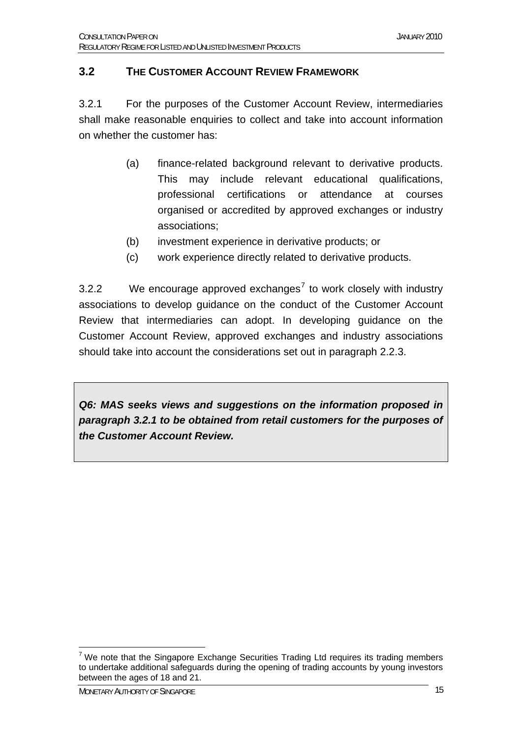### 3.2 THE CUSTOMER ACCOUNT REVIEW FRAMEWORK

3.2.1 For the purposes of the Customer Account Review, intermediaries shall make reasonable enquiries to collect and take into account information on whether the customer has:

(a) finance-related background relevant to derivative products. This may include relevant educational qualifications, professional certifications or attendance at courses organised or accredited by approved exchanges or industry associations;

(b) investment experience in derivative products; or

(c) work experience directly related to derivative products.

3.2.2 We encourage approved exchanges[7] to work closely with industry associations to develop guidance on the conduct of the Customer Account Review that intermediaries can adopt. In developing guidance on the Customer Account Review, approved exchanges and industry associations should take into account the considerations set out in paragraph 2.2.3.

> ***Q6: MAS seeks views and suggestions on the information proposed in paragraph 3.2.1 to be obtained from retail customers for the purposes of the Customer Account Review.***

---

[7] We note that the Singapore Exchange Securities Trading Ltd requires its trading members to undertake additional safeguards during the opening of trading accounts by young investors between the ages of 18 and 21.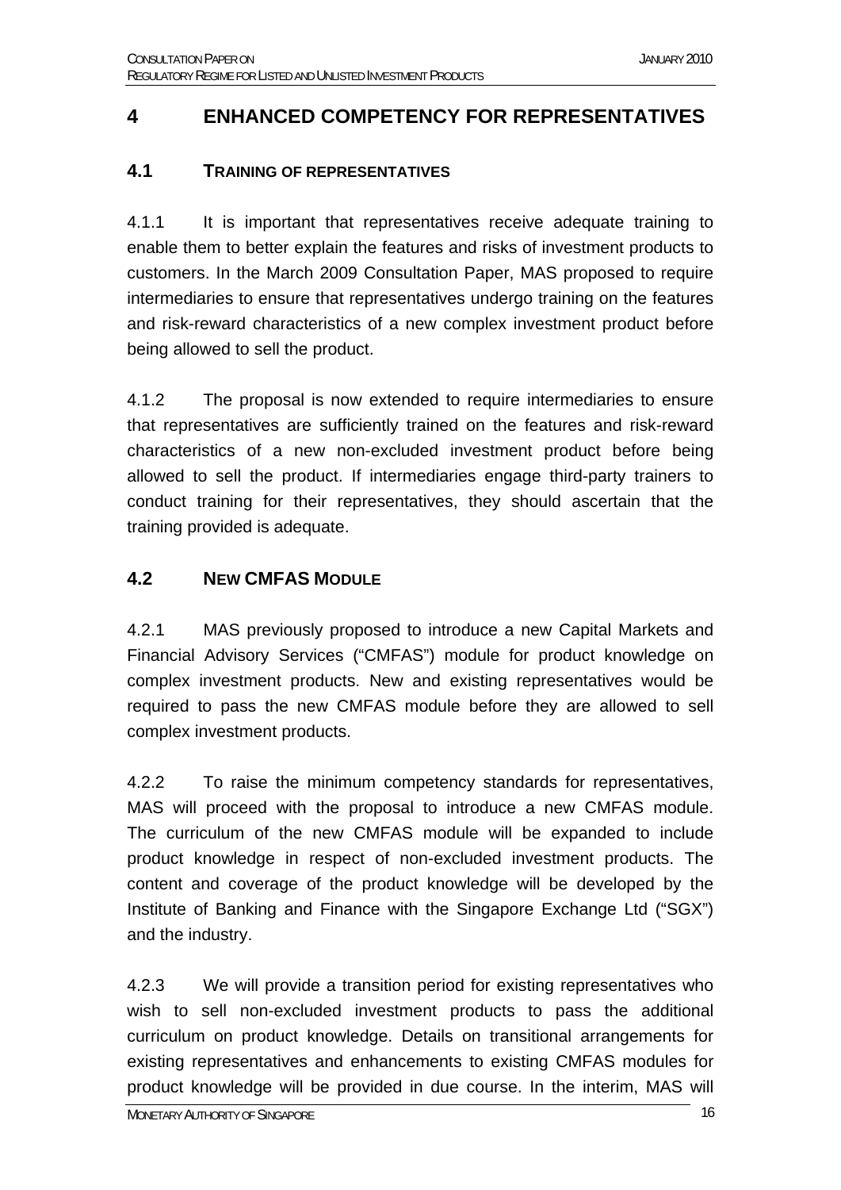# 4 ENHANCED COMPETENCY FOR REPRESENTATIVES

## 4.1 TRAINING OF REPRESENTATIVES

4.1.1 It is important that representatives receive adequate training to enable them to better explain the features and risks of investment products to customers. In the March 2009 Consultation Paper, MAS proposed to require intermediaries to ensure that representatives undergo training on the features and risk-reward characteristics of a new complex investment product before being allowed to sell the product.

4.1.2 The proposal is now extended to require intermediaries to ensure that representatives are sufficiently trained on the features and risk-reward characteristics of a new non-excluded investment product before being allowed to sell the product. If intermediaries engage third-party trainers to conduct training for their representatives, they should ascertain that the training provided is adequate.

## 4.2 NEW CMFAS MODULE

4.2.1 MAS previously proposed to introduce a new Capital Markets and Financial Advisory Services ("CMFAS") module for product knowledge on complex investment products. New and existing representatives would be required to pass the new CMFAS module before they are allowed to sell complex investment products.

4.2.2 To raise the minimum competency standards for representatives, MAS will proceed with the proposal to introduce a new CMFAS module. The curriculum of the new CMFAS module will be expanded to include product knowledge in respect of non-excluded investment products. The content and coverage of the product knowledge will be developed by the Institute of Banking and Finance with the Singapore Exchange Ltd ("SGX") and the industry.

4.2.3 We will provide a transition period for existing representatives who wish to sell non-excluded investment products to pass the additional curriculum on product knowledge. Details on transitional arrangements for existing representatives and enhancements to existing CMFAS modules for product knowledge will be provided in due course. In the interim, MAS will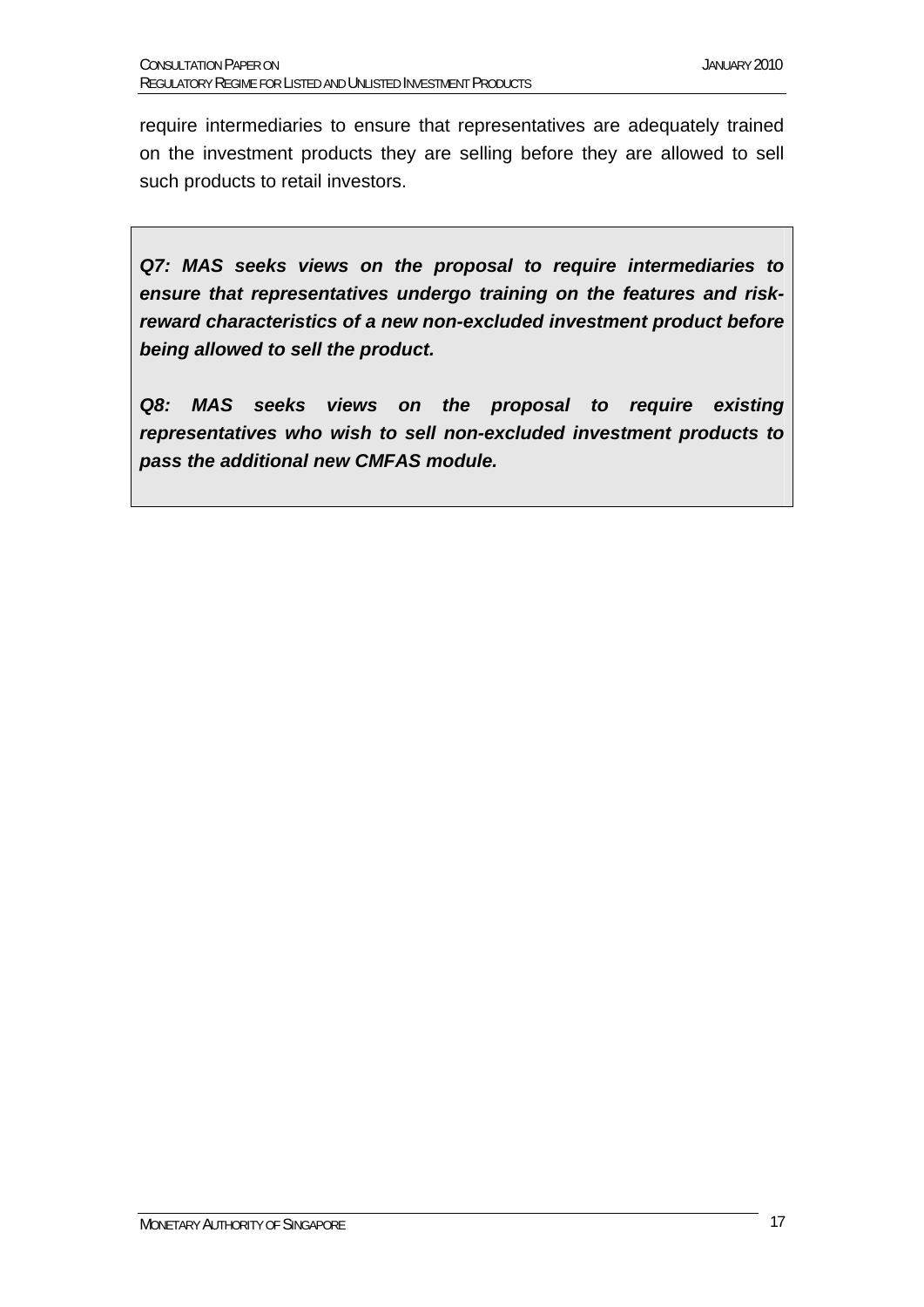require intermediaries to ensure that representatives are adequately trained on the investment products they are selling before they are allowed to sell such products to retail investors.

> ***Q7: MAS seeks views on the proposal to require intermediaries to ensure that representatives undergo training on the features and risk-reward characteristics of a new non-excluded investment product before being allowed to sell the product.***
>
> ***Q8: MAS seeks views on the proposal to require existing representatives who wish to sell non-excluded investment products to pass the additional new CMFAS module.***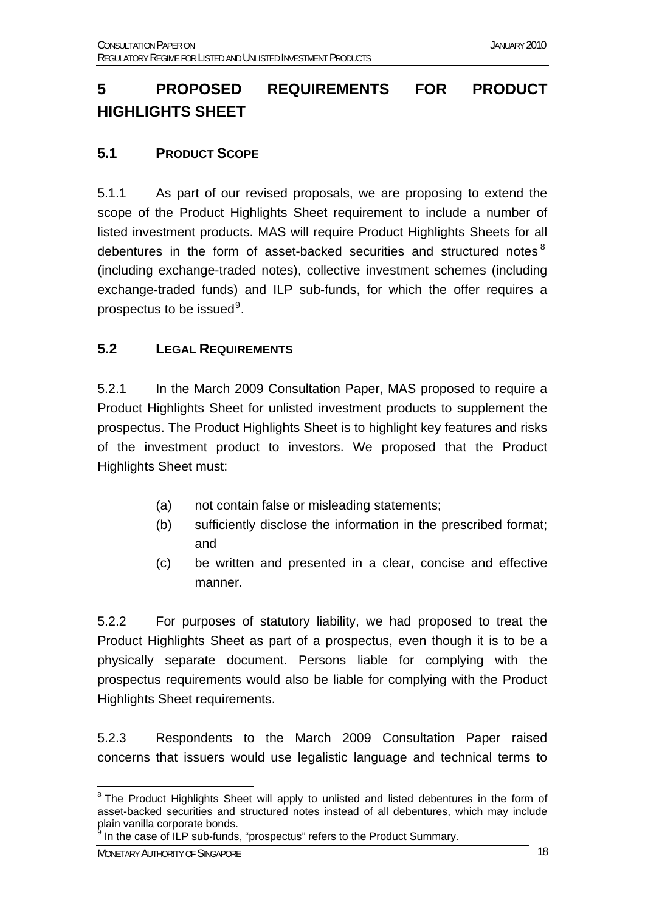# 5 PROPOSED REQUIREMENTS FOR PRODUCT HIGHLIGHTS SHEET

## 5.1 PRODUCT SCOPE

5.1.1 As part of our revised proposals, we are proposing to extend the scope of the Product Highlights Sheet requirement to include a number of listed investment products. MAS will require Product Highlights Sheets for all debentures in the form of asset-backed securities and structured notes[8] (including exchange-traded notes), collective investment schemes (including exchange-traded funds) and ILP sub-funds, for which the offer requires a prospectus to be issued[9].

## 5.2 LEGAL REQUIREMENTS

5.2.1 In the March 2009 Consultation Paper, MAS proposed to require a Product Highlights Sheet for unlisted investment products to supplement the prospectus. The Product Highlights Sheet is to highlight key features and risks of the investment product to investors. We proposed that the Product Highlights Sheet must:

(a) not contain false or misleading statements;
(b) sufficiently disclose the information in the prescribed format; and
(c) be written and presented in a clear, concise and effective manner.

5.2.2 For purposes of statutory liability, we had proposed to treat the Product Highlights Sheet as part of a prospectus, even though it is to be a physically separate document. Persons liable for complying with the prospectus requirements would also be liable for complying with the Product Highlights Sheet requirements.

5.2.3 Respondents to the March 2009 Consultation Paper raised concerns that issuers would use legalistic language and technical terms to

---

[8] The Product Highlights Sheet will apply to unlisted and listed debentures in the form of asset-backed securities and structured notes instead of all debentures, which may include plain vanilla corporate bonds.

[9] In the case of ILP sub-funds, "prospectus" refers to the Product Summary.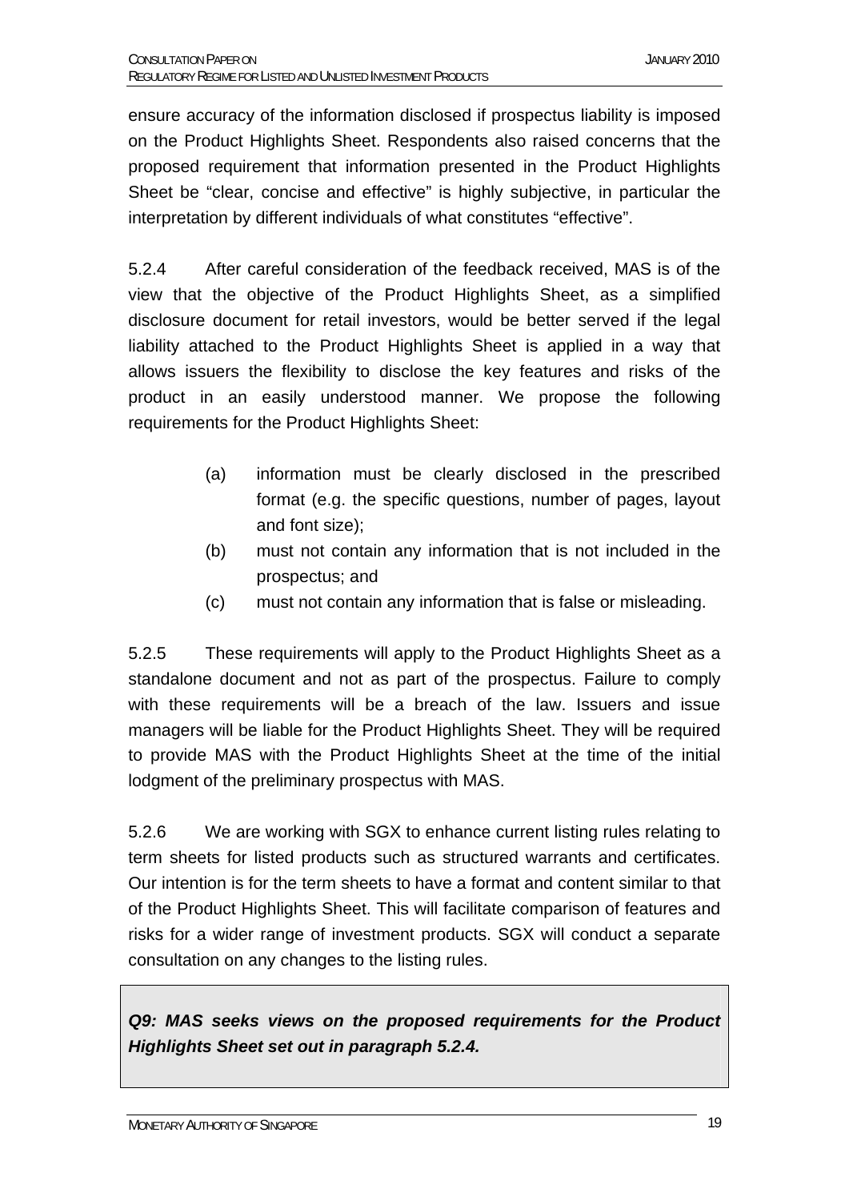ensure accuracy of the information disclosed if prospectus liability is imposed on the Product Highlights Sheet. Respondents also raised concerns that the proposed requirement that information presented in the Product Highlights Sheet be "clear, concise and effective" is highly subjective, in particular the interpretation by different individuals of what constitutes "effective".

5.2.4 After careful consideration of the feedback received, MAS is of the view that the objective of the Product Highlights Sheet, as a simplified disclosure document for retail investors, would be better served if the legal liability attached to the Product Highlights Sheet is applied in a way that allows issuers the flexibility to disclose the key features and risks of the product in an easily understood manner. We propose the following requirements for the Product Highlights Sheet:

(a) information must be clearly disclosed in the prescribed format (e.g. the specific questions, number of pages, layout and font size);

(b) must not contain any information that is not included in the prospectus; and

(c) must not contain any information that is false or misleading.

5.2.5 These requirements will apply to the Product Highlights Sheet as a standalone document and not as part of the prospectus. Failure to comply with these requirements will be a breach of the law. Issuers and issue managers will be liable for the Product Highlights Sheet. They will be required to provide MAS with the Product Highlights Sheet at the time of the initial lodgment of the preliminary prospectus with MAS.

5.2.6 We are working with SGX to enhance current listing rules relating to term sheets for listed products such as structured warrants and certificates. Our intention is for the term sheets to have a format and content similar to that of the Product Highlights Sheet. This will facilitate comparison of features and risks for a wider range of investment products. SGX will conduct a separate consultation on any changes to the listing rules.

***Q9: MAS seeks views on the proposed requirements for the Product Highlights Sheet set out in paragraph 5.2.4.***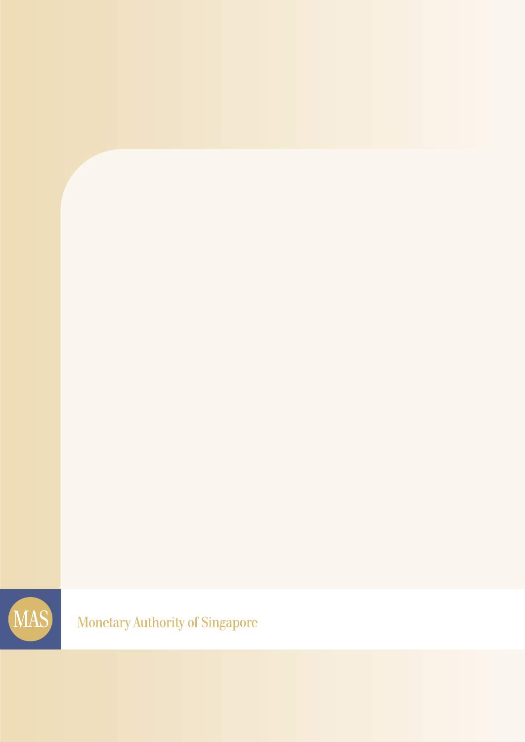MAS

Monetary Authority of Singapore